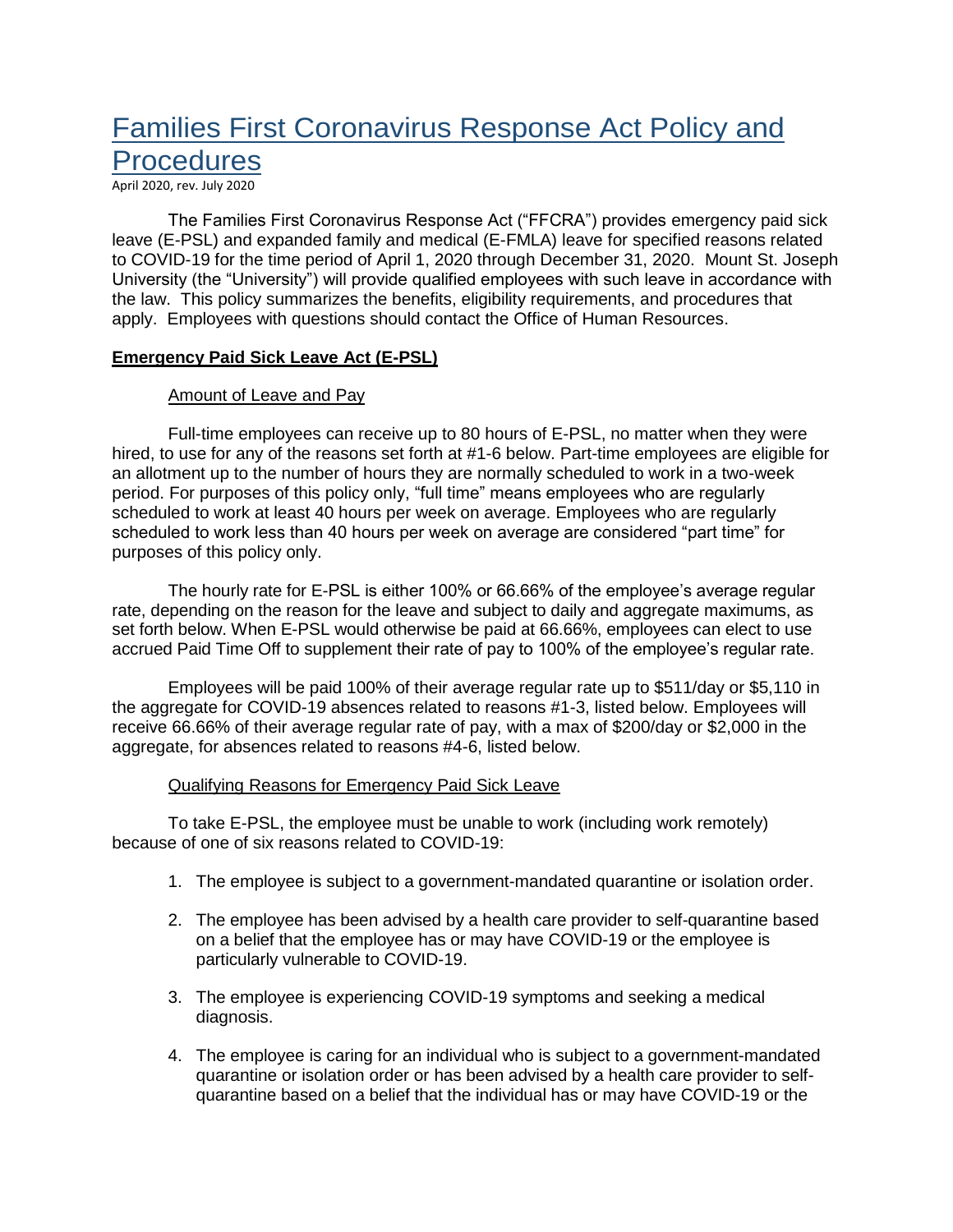# Families First Coronavirus Response Act Policy and Procedures

April 2020, rev. July 2020

The Families First Coronavirus Response Act ("FFCRA") provides emergency paid sick leave (E-PSL) and expanded family and medical (E-FMLA) leave for specified reasons related to COVID-19 for the time period of April 1, 2020 through December 31, 2020. Mount St. Joseph University (the "University") will provide qualified employees with such leave in accordance with the law. This policy summarizes the benefits, eligibility requirements, and procedures that apply. Employees with questions should contact the Office of Human Resources.

## Emergency Paid Sick Leave Act (E-PSL)

### Amount of Leave and Pay

Full-time employees can receive up to 80 hours of E-PSL, no matter when they were hired, to use for any of the reasons set forth at #1-6 below. Part-time employees are eligible for an allotment up to the number of hours they are normally scheduled to work in a two-week period. For purposes of this policy only, "full time" means employees who are regularly scheduled to work at least 40 hours per week on average. Employees who are regularly scheduled to work less than 40 hours per week on average are considered "part time" for purposes of this policy only.

The hourly rate for E-PSL is either 100% or 66.66% of the employee's average regular rate, depending on the reason for the leave and subject to daily and aggregate maximums, as set forth below. When E-PSL would otherwise be paid at 66.66%, employees can elect to use accrued Paid Time Off to supplement their rate of pay to 100% of the employee's regular rate.

Employees will be paid 100% of their average regular rate up to $511/day or $5,110 in the aggregate for COVID-19 absences related to reasons #1-3, listed below. Employees will receive 66.66% of their average regular rate of pay, with a max of $200/day or $2,000 in the aggregate, for absences related to reasons #4-6, listed below.

### Qualifying Reasons for Emergency Paid Sick Leave

To take E-PSL, the employee must be unable to work (including work remotely) because of one of six reasons related to COVID-19:

1. The employee is subject to a government-mandated quarantine or isolation order.
2. The employee has been advised by a health care provider to self-quarantine based on a belief that the employee has or may have COVID-19 or the employee is particularly vulnerable to COVID-19.
3. The employee is experiencing COVID-19 symptoms and seeking a medical diagnosis.
4. The employee is caring for an individual who is subject to a government-mandated quarantine or isolation order or has been advised by a health care provider to self-quarantine based on a belief that the individual has or may have COVID-19 or the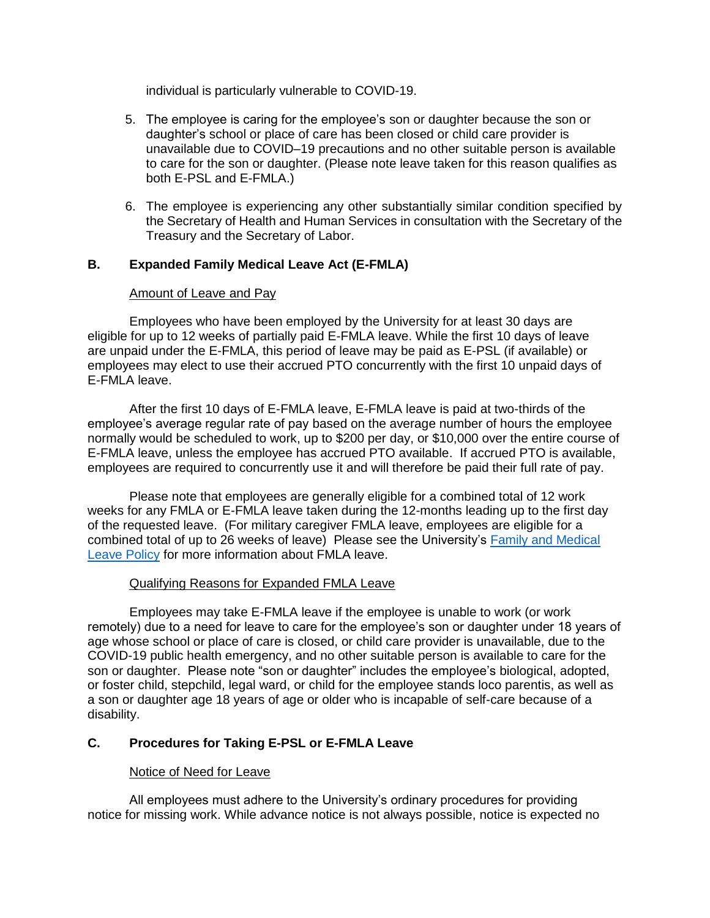individual is particularly vulnerable to COVID-19.

5. The employee is caring for the employee's son or daughter because the son or daughter's school or place of care has been closed or child care provider is unavailable due to COVID–19 precautions and no other suitable person is available to care for the son or daughter. (Please note leave taken for this reason qualifies as both E-PSL and E-FMLA.)

6. The employee is experiencing any other substantially similar condition specified by the Secretary of Health and Human Services in consultation with the Secretary of the Treasury and the Secretary of Labor.

## B. Expanded Family Medical Leave Act (E-FMLA)

Amount of Leave and Pay

Employees who have been employed by the University for at least 30 days are eligible for up to 12 weeks of partially paid E-FMLA leave. While the first 10 days of leave are unpaid under the E-FMLA, this period of leave may be paid as E-PSL (if available) or employees may elect to use their accrued PTO concurrently with the first 10 unpaid days of E-FMLA leave.

After the first 10 days of E-FMLA leave, E-FMLA leave is paid at two-thirds of the employee's average regular rate of pay based on the average number of hours the employee normally would be scheduled to work, up to $200 per day, or $10,000 over the entire course of E-FMLA leave, unless the employee has accrued PTO available. If accrued PTO is available, employees are required to concurrently use it and will therefore be paid their full rate of pay.

Please note that employees are generally eligible for a combined total of 12 work weeks for any FMLA or E-FMLA leave taken during the 12-months leading up to the first day of the requested leave. (For military caregiver FMLA leave, employees are eligible for a combined total of up to 26 weeks of leave) Please see the University's Family and Medical Leave Policy for more information about FMLA leave.

Qualifying Reasons for Expanded FMLA Leave

Employees may take E-FMLA leave if the employee is unable to work (or work remotely) due to a need for leave to care for the employee's son or daughter under 18 years of age whose school or place of care is closed, or child care provider is unavailable, due to the COVID-19 public health emergency, and no other suitable person is available to care for the son or daughter. Please note "son or daughter" includes the employee's biological, adopted, or foster child, stepchild, legal ward, or child for the employee stands loco parentis, as well as a son or daughter age 18 years of age or older who is incapable of self-care because of a disability.

## C. Procedures for Taking E-PSL or E-FMLA Leave

Notice of Need for Leave

All employees must adhere to the University's ordinary procedures for providing notice for missing work. While advance notice is not always possible, notice is expected no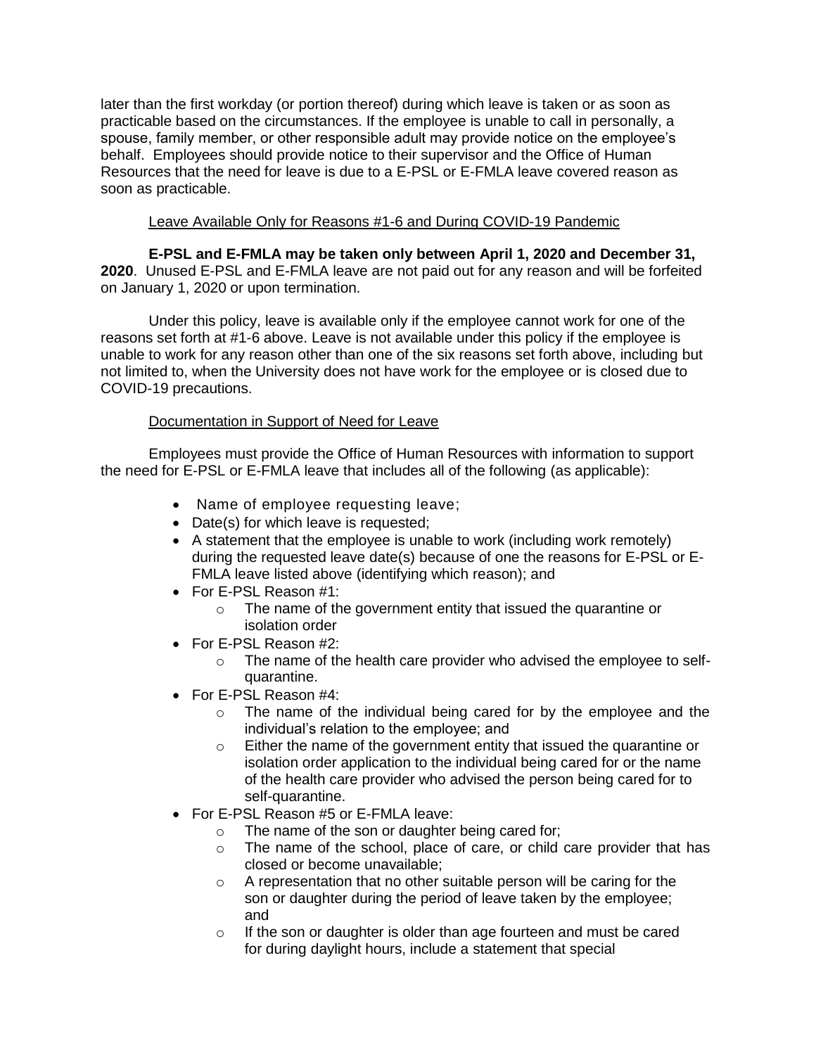later than the first workday (or portion thereof) during which leave is taken or as soon as practicable based on the circumstances. If the employee is unable to call in personally, a spouse, family member, or other responsible adult may provide notice on the employee's behalf. Employees should provide notice to their supervisor and the Office of Human Resources that the need for leave is due to a E-PSL or E-FMLA leave covered reason as soon as practicable.

Leave Available Only for Reasons #1-6 and During COVID-19 Pandemic

**E-PSL and E-FMLA may be taken only between April 1, 2020 and December 31, 2020**. Unused E-PSL and E-FMLA leave are not paid out for any reason and will be forfeited on January 1, 2020 or upon termination.

Under this policy, leave is available only if the employee cannot work for one of the reasons set forth at #1-6 above. Leave is not available under this policy if the employee is unable to work for any reason other than one of the six reasons set forth above, including but not limited to, when the University does not have work for the employee or is closed due to COVID-19 precautions.

Documentation in Support of Need for Leave

Employees must provide the Office of Human Resources with information to support the need for E-PSL or E-FMLA leave that includes all of the following (as applicable):

- Name of employee requesting leave;
- Date(s) for which leave is requested;
- A statement that the employee is unable to work (including work remotely) during the requested leave date(s) because of one the reasons for E-PSL or E-FMLA leave listed above (identifying which reason); and
- For E-PSL Reason #1:
  - The name of the government entity that issued the quarantine or isolation order
- For E-PSL Reason #2:
  - The name of the health care provider who advised the employee to self-quarantine.
- For E-PSL Reason #4:
  - The name of the individual being cared for by the employee and the individual's relation to the employee; and
  - Either the name of the government entity that issued the quarantine or isolation order application to the individual being cared for or the name of the health care provider who advised the person being cared for to self-quarantine.
- For E-PSL Reason #5 or E-FMLA leave:
  - The name of the son or daughter being cared for;
  - The name of the school, place of care, or child care provider that has closed or become unavailable;
  - A representation that no other suitable person will be caring for the son or daughter during the period of leave taken by the employee; and
  - If the son or daughter is older than age fourteen and must be cared for during daylight hours, include a statement that special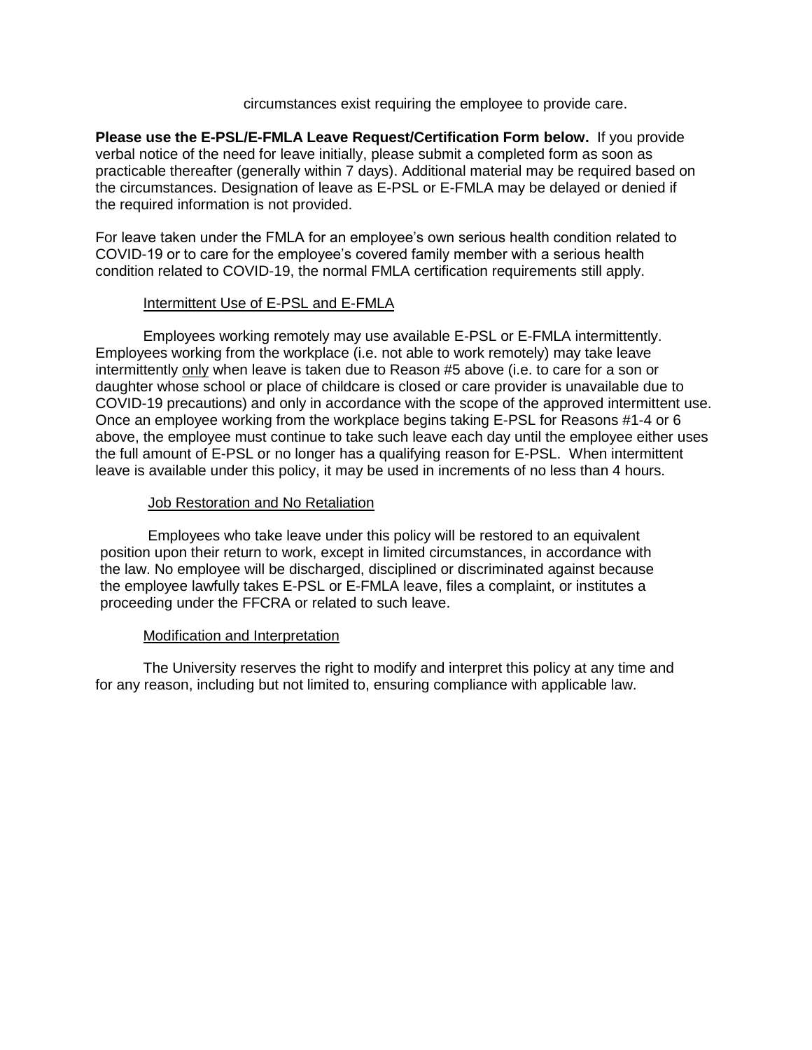circumstances exist requiring the employee to provide care.

**Please use the E-PSL/E-FMLA Leave Request/Certification Form below.** If you provide verbal notice of the need for leave initially, please submit a completed form as soon as practicable thereafter (generally within 7 days). Additional material may be required based on the circumstances. Designation of leave as E-PSL or E-FMLA may be delayed or denied if the required information is not provided.

For leave taken under the FMLA for an employee's own serious health condition related to COVID-19 or to care for the employee's covered family member with a serious health condition related to COVID-19, the normal FMLA certification requirements still apply.

Intermittent Use of E-PSL and E-FMLA

Employees working remotely may use available E-PSL or E-FMLA intermittently. Employees working from the workplace (i.e. not able to work remotely) may take leave intermittently only when leave is taken due to Reason #5 above (i.e. to care for a son or daughter whose school or place of childcare is closed or care provider is unavailable due to COVID-19 precautions) and only in accordance with the scope of the approved intermittent use. Once an employee working from the workplace begins taking E-PSL for Reasons #1-4 or 6 above, the employee must continue to take such leave each day until the employee either uses the full amount of E-PSL or no longer has a qualifying reason for E-PSL. When intermittent leave is available under this policy, it may be used in increments of no less than 4 hours.

Job Restoration and No Retaliation

Employees who take leave under this policy will be restored to an equivalent position upon their return to work, except in limited circumstances, in accordance with the law. No employee will be discharged, disciplined or discriminated against because the employee lawfully takes E-PSL or E-FMLA leave, files a complaint, or institutes a proceeding under the FFCRA or related to such leave.

Modification and Interpretation

The University reserves the right to modify and interpret this policy at any time and for any reason, including but not limited to, ensuring compliance with applicable law.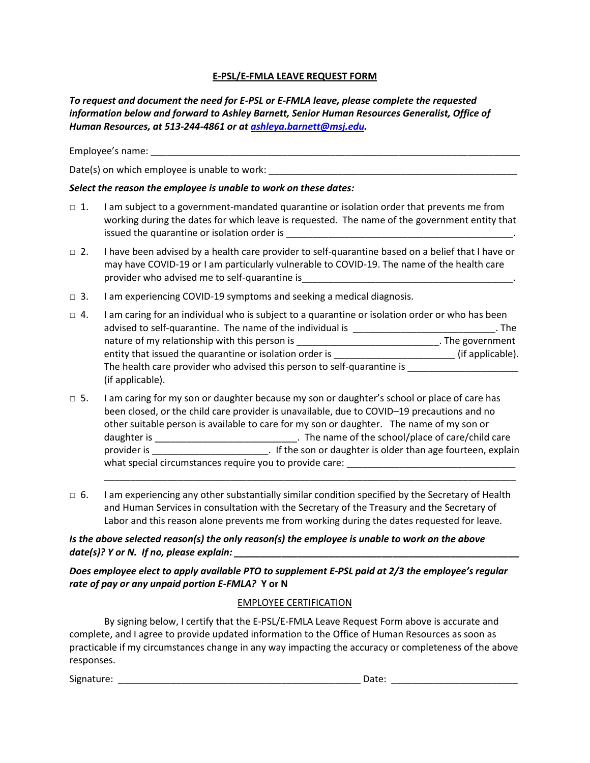**E-PSL/E-FMLA LEAVE REQUEST FORM**

***To request and document the need for E-PSL or E-FMLA leave, please complete the requested information below and forward to Ashley Barnett, Senior Human Resources Generalist, Office of Human Resources, at 513-244-4861 or at [ashleya.barnett@msj.edu](mailto:ashleya.barnett@msj.edu).***

Employee's name: ___________________________________________________________________

Date(s) on which employee is unable to work: _____________________________________________

***Select the reason the employee is unable to work on these dates:***

□ 1. I am subject to a government-mandated quarantine or isolation order that prevents me from working during the dates for which leave is requested. The name of the government entity that issued the quarantine or isolation order is ____________________________________________.

□ 2. I have been advised by a health care provider to self-quarantine based on a belief that I have or may have COVID-19 or I am particularly vulnerable to COVID-19. The name of the health care provider who advised me to self-quarantine is_________________________________________.

□ 3. I am experiencing COVID-19 symptoms and seeking a medical diagnosis.

□ 4. I am caring for an individual who is subject to a quarantine or isolation order or who has been advised to self-quarantine. The name of the individual is ___________________________. The nature of my relationship with this person is ___________________________. The government entity that issued the quarantine or isolation order is _______________________ (if applicable). The health care provider who advised this person to self-quarantine is _____________________ (if applicable).

□ 5. I am caring for my son or daughter because my son or daughter's school or place of care has been closed, or the child care provider is unavailable, due to COVID–19 precautions and no other suitable person is available to care for my son or daughter. The name of my son or daughter is ___________________________. The name of the school/place of care/child care provider is ______________________. If the son or daughter is older than age fourteen, explain what special circumstances require you to provide care: ________________________________

_______________________________________________________________________________

□ 6. I am experiencing any other substantially similar condition specified by the Secretary of Health and Human Services in consultation with the Secretary of the Treasury and the Secretary of Labor and this reason alone prevents me from working during the dates requested for leave.

***Is the above selected reason(s) the only reason(s) the employee is unable to work on the above date(s)? Y or N. If no, please explain: _________________________________________________***

***Does employee elect to apply available PTO to supplement E-PSL paid at 2/3 the employee's regular rate of pay or any unpaid portion E-FMLA?*** **Y or N**

EMPLOYEE CERTIFICATION

By signing below, I certify that the E-PSL/E-FMLA Leave Request Form above is accurate and complete, and I agree to provide updated information to the Office of Human Resources as soon as practicable if my circumstances change in any way impacting the accuracy or completeness of the above responses.

Signature: _______________________________________________ Date: ________________________